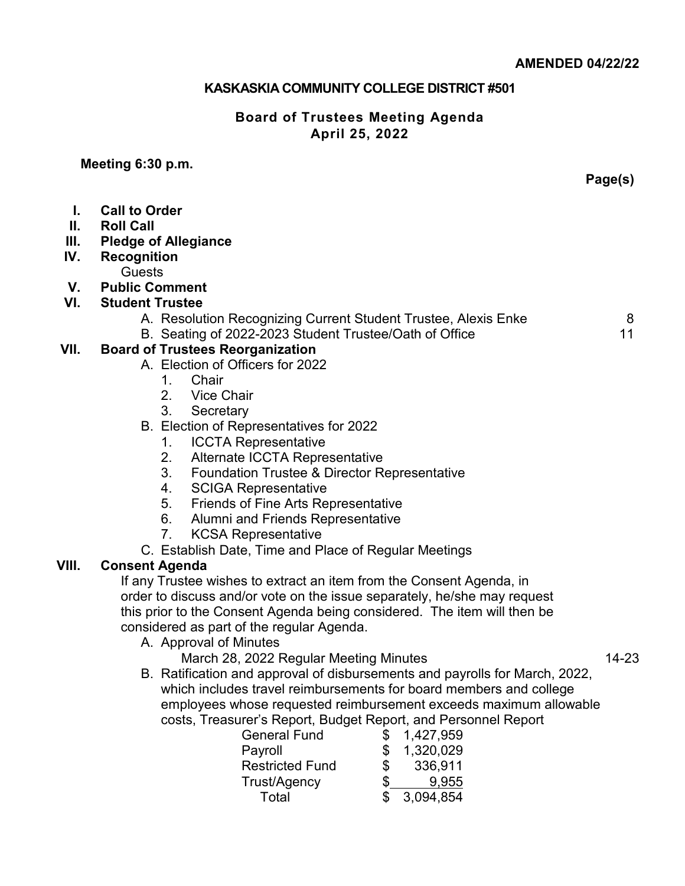**AMENDED 04/22/22**

# KASKASKIA COMMUNITY COLLEGE DISTRICT #501

## Board of Trustees Meeting Agenda
## April 25, 2022

**Meeting 6:30 p.m.**

**Page(s)**

**I. Call to Order**

**II. Roll Call**

**III. Pledge of Allegiance**

**IV. Recognition**

Guests

**V. Public Comment**

**VI. Student Trustee**

- A. Resolution Recognizing Current Student Trustee, Alexis Enke — 8
- B. Seating of 2022-2023 Student Trustee/Oath of Office — 11

**VII. Board of Trustees Reorganization**

- A. Election of Officers for 2022
  1. Chair
  2. Vice Chair
  3. Secretary
- B. Election of Representatives for 2022
  1. ICCTA Representative
  2. Alternate ICCTA Representative
  3. Foundation Trustee & Director Representative
  4. SCIGA Representative
  5. Friends of Fine Arts Representative
  6. Alumni and Friends Representative
  7. KCSA Representative
- C. Establish Date, Time and Place of Regular Meetings

**VIII. Consent Agenda**

If any Trustee wishes to extract an item from the Consent Agenda, in order to discuss and/or vote on the issue separately, he/she may request this prior to the Consent Agenda being considered. The item will then be considered as part of the regular Agenda.

- A. Approval of Minutes
  - March 28, 2022 Regular Meeting Minutes — 14-23
- B. Ratification and approval of disbursements and payrolls for March, 2022, which includes travel reimbursements for board members and college employees whose requested reimbursement exceeds maximum allowable costs, Treasurer's Report, Budget Report, and Personnel Report

| | |
|---|---|
| General Fund | $ 1,427,959 |
| Payroll | $ 1,320,029 |
| Restricted Fund | $ 336,911 |
| Trust/Agency | $ 9,955 |
| Total | $ 3,094,854 |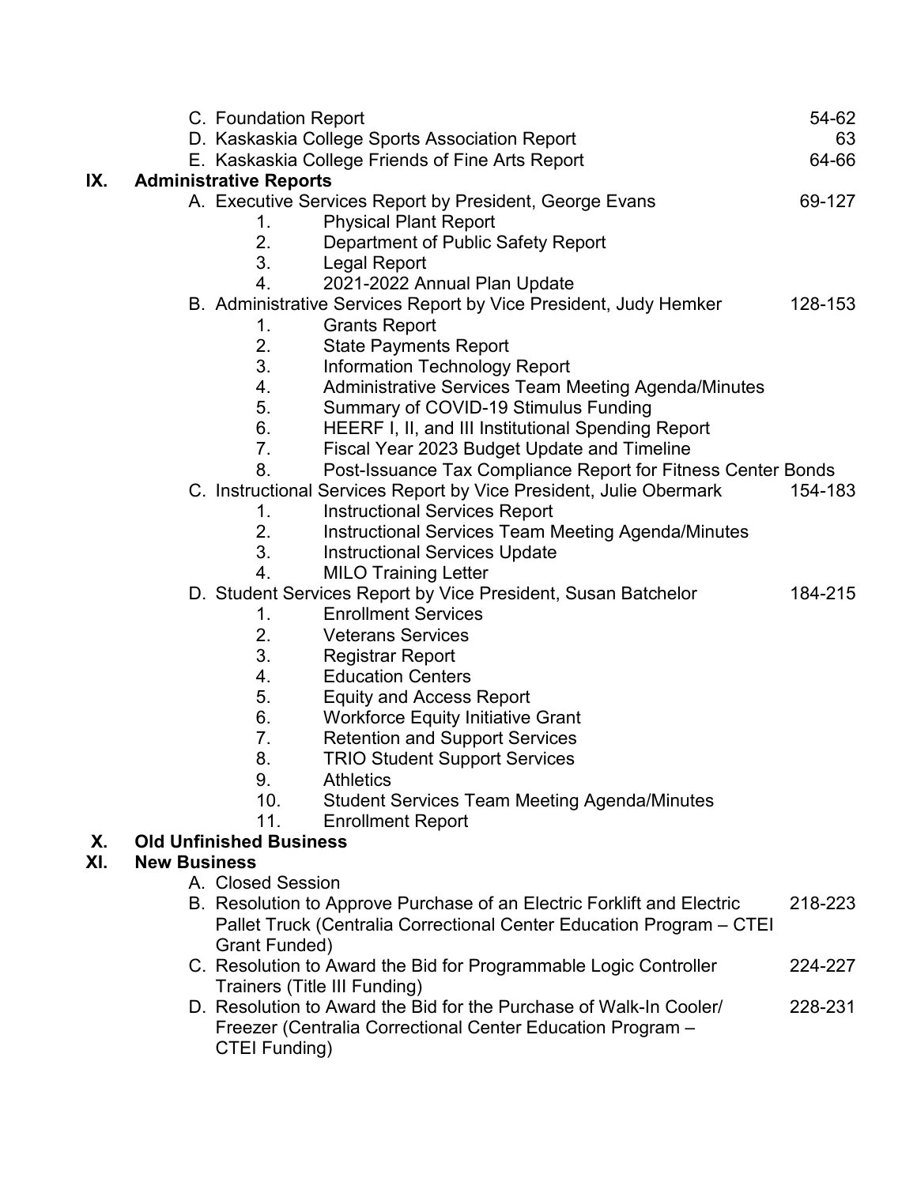C. Foundation Report 54-62
D. Kaskaskia College Sports Association Report 63
E. Kaskaskia College Friends of Fine Arts Report 64-66

**IX. Administrative Reports**

A. Executive Services Report by President, George Evans 69-127
1. Physical Plant Report
2. Department of Public Safety Report
3. Legal Report
4. 2021-2022 Annual Plan Update

B. Administrative Services Report by Vice President, Judy Hemker 128-153
1. Grants Report
2. State Payments Report
3. Information Technology Report
4. Administrative Services Team Meeting Agenda/Minutes
5. Summary of COVID-19 Stimulus Funding
6. HEERF I, II, and III Institutional Spending Report
7. Fiscal Year 2023 Budget Update and Timeline
8. Post-Issuance Tax Compliance Report for Fitness Center Bonds

C. Instructional Services Report by Vice President, Julie Obermark 154-183
1. Instructional Services Report
2. Instructional Services Team Meeting Agenda/Minutes
3. Instructional Services Update
4. MILO Training Letter

D. Student Services Report by Vice President, Susan Batchelor 184-215
1. Enrollment Services
2. Veterans Services
3. Registrar Report
4. Education Centers
5. Equity and Access Report
6. Workforce Equity Initiative Grant
7. Retention and Support Services
8. TRIO Student Support Services
9. Athletics
10. Student Services Team Meeting Agenda/Minutes
11. Enrollment Report

**X. Old Unfinished Business**

**XI. New Business**

A. Closed Session
B. Resolution to Approve Purchase of an Electric Forklift and Electric Pallet Truck (Centralia Correctional Center Education Program – CTEI Grant Funded) 218-223
C. Resolution to Award the Bid for Programmable Logic Controller Trainers (Title III Funding) 224-227
D. Resolution to Award the Bid for the Purchase of Walk-In Cooler/ Freezer (Centralia Correctional Center Education Program – CTEI Funding) 228-231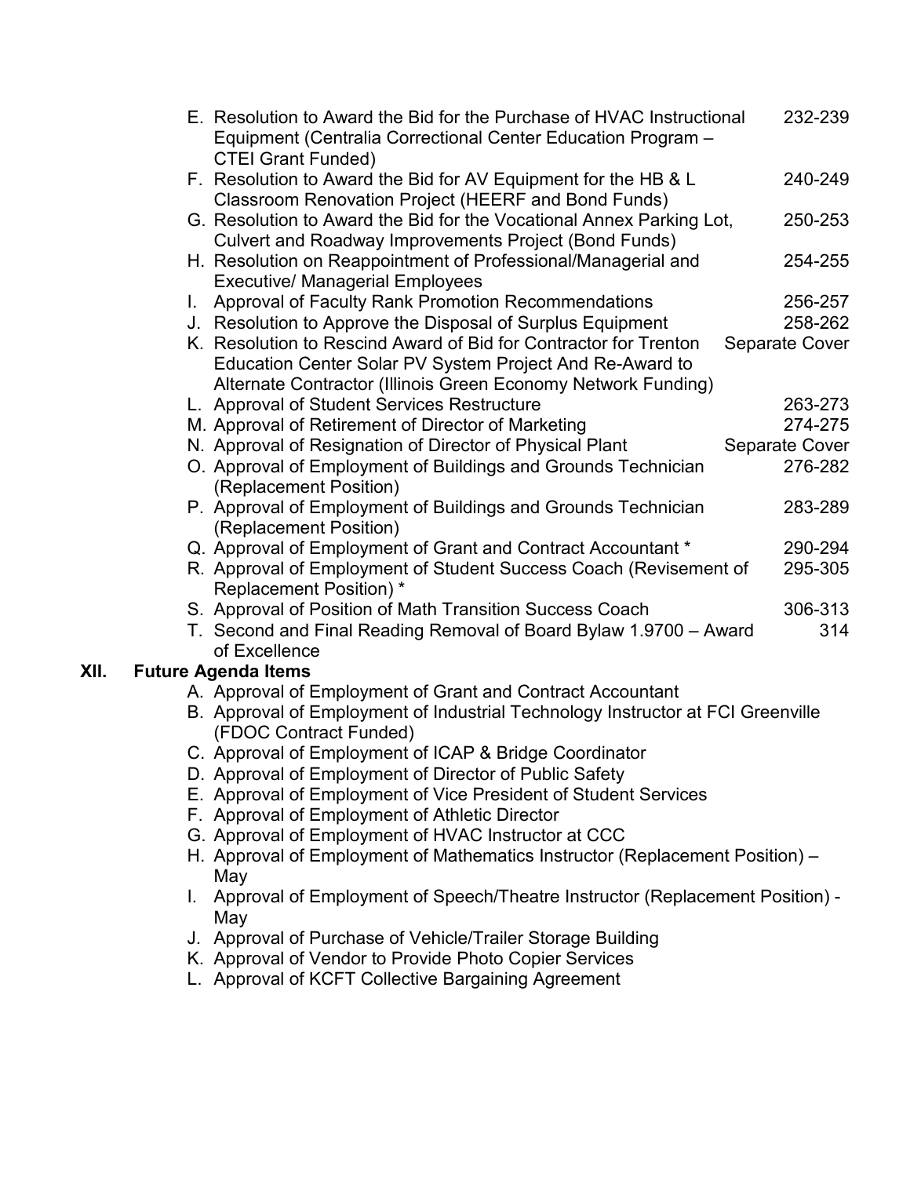E. Resolution to Award the Bid for the Purchase of HVAC Instructional Equipment (Centralia Correctional Center Education Program – CTEI Grant Funded) 232-239
F. Resolution to Award the Bid for AV Equipment for the HB & L Classroom Renovation Project (HEERF and Bond Funds) 240-249
G. Resolution to Award the Bid for the Vocational Annex Parking Lot, Culvert and Roadway Improvements Project (Bond Funds) 250-253
H. Resolution on Reappointment of Professional/Managerial and Executive/ Managerial Employees 254-255
I. Approval of Faculty Rank Promotion Recommendations 256-257
J. Resolution to Approve the Disposal of Surplus Equipment 258-262
K. Resolution to Rescind Award of Bid for Contractor for Trenton Education Center Solar PV System Project And Re-Award to Alternate Contractor (Illinois Green Economy Network Funding) Separate Cover
L. Approval of Student Services Restructure 263-273
M. Approval of Retirement of Director of Marketing 274-275
N. Approval of Resignation of Director of Physical Plant Separate Cover
O. Approval of Employment of Buildings and Grounds Technician (Replacement Position) 276-282
P. Approval of Employment of Buildings and Grounds Technician (Replacement Position) 283-289
Q. Approval of Employment of Grant and Contract Accountant * 290-294
R. Approval of Employment of Student Success Coach (Revisement of Replacement Position) * 295-305
S. Approval of Position of Math Transition Success Coach 306-313
T. Second and Final Reading Removal of Board Bylaw 1.9700 – Award of Excellence 314

**XII. Future Agenda Items**

A. Approval of Employment of Grant and Contract Accountant
B. Approval of Employment of Industrial Technology Instructor at FCI Greenville (FDOC Contract Funded)
C. Approval of Employment of ICAP & Bridge Coordinator
D. Approval of Employment of Director of Public Safety
E. Approval of Employment of Vice President of Student Services
F. Approval of Employment of Athletic Director
G. Approval of Employment of HVAC Instructor at CCC
H. Approval of Employment of Mathematics Instructor (Replacement Position) – May
I. Approval of Employment of Speech/Theatre Instructor (Replacement Position) - May
J. Approval of Purchase of Vehicle/Trailer Storage Building
K. Approval of Vendor to Provide Photo Copier Services
L. Approval of KCFT Collective Bargaining Agreement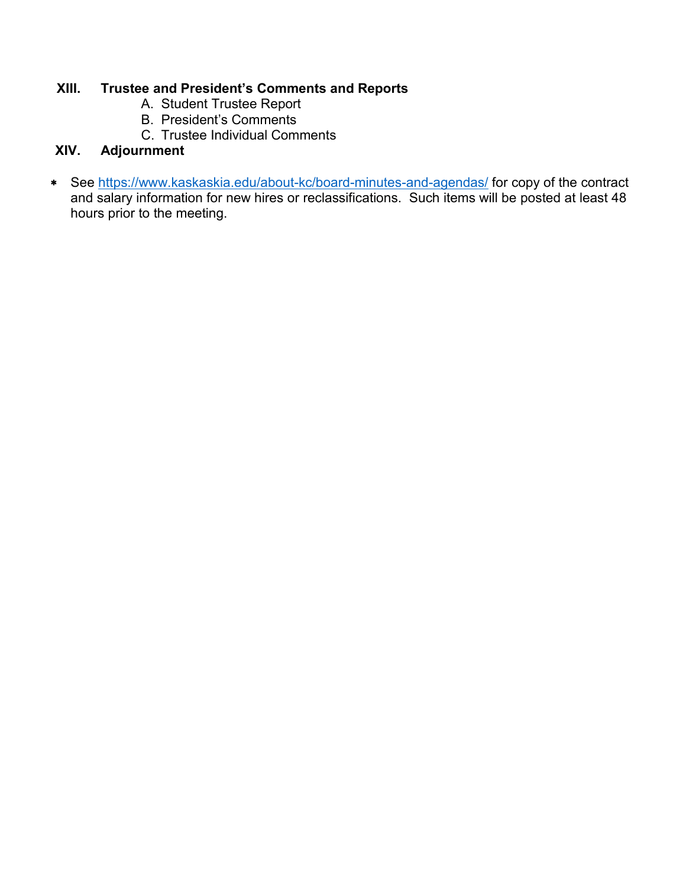**XIII. Trustee and President's Comments and Reports**

A. Student Trustee Report
B. President's Comments
C. Trustee Individual Comments

**XIV. Adjournment**

* See https://www.kaskaskia.edu/about-kc/board-minutes-and-agendas/ for copy of the contract and salary information for new hires or reclassifications. Such items will be posted at least 48 hours prior to the meeting.